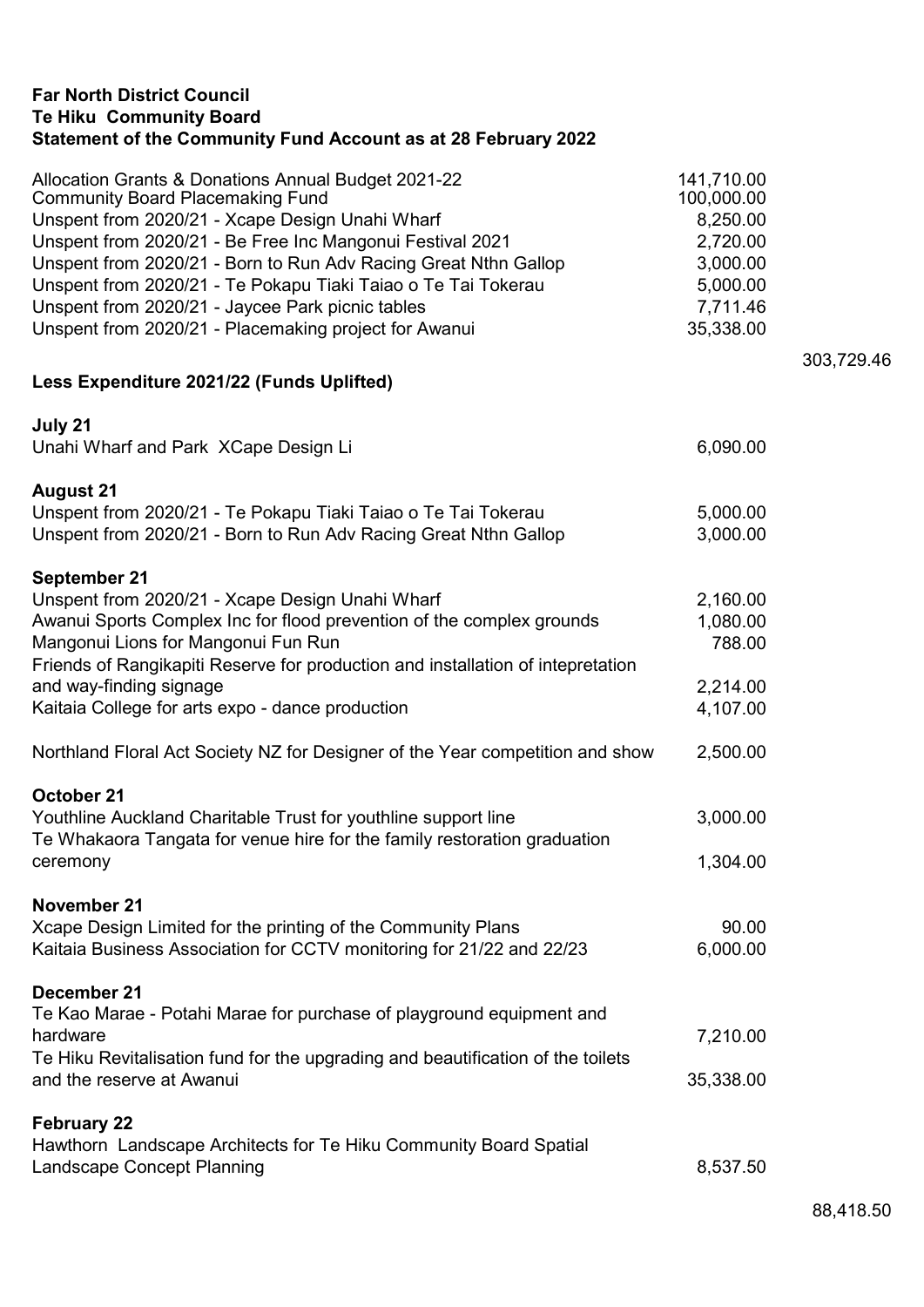**Far North District Council**
**Te Hiku Community Board**
**Statement of the Community Fund Account as at 28 February 2022**

| | | |
|---|---|---|
| Allocation Grants & Donations Annual Budget 2021-22 | 141,710.00 | |
| Community Board Placemaking Fund | 100,000.00 | |
| Unspent from 2020/21 - Xcape Design Unahi Wharf | 8,250.00 | |
| Unspent from 2020/21 - Be Free Inc Mangonui Festival 2021 | 2,720.00 | |
| Unspent from 2020/21 - Born to Run Adv Racing Great Nthn Gallop | 3,000.00 | |
| Unspent from 2020/21 - Te Pokapu Tiaki Taiao o Te Tai Tokerau | 5,000.00 | |
| Unspent from 2020/21 - Jaycee Park picnic tables | 7,711.46 | |
| Unspent from 2020/21 - Placemaking project for Awanui | 35,338.00 | |
| | | 303,729.46 |
| **Less Expenditure 2021/22 (Funds Uplifted)** | | |
| **July 21** | | |
| Unahi Wharf and Park XCape Design Li | 6,090.00 | |
| **August 21** | | |
| Unspent from 2020/21 - Te Pokapu Tiaki Taiao o Te Tai Tokerau | 5,000.00 | |
| Unspent from 2020/21 - Born to Run Adv Racing Great Nthn Gallop | 3,000.00 | |
| **September 21** | | |
| Unspent from 2020/21 - Xcape Design Unahi Wharf | 2,160.00 | |
| Awanui Sports Complex Inc for flood prevention of the complex grounds | 1,080.00 | |
| Mangonui Lions for Mangonui Fun Run | 788.00 | |
| Friends of Rangikapiti Reserve for production and installation of intepretation and way-finding signage | 2,214.00 | |
| Kaitaia College for arts expo - dance production | 4,107.00 | |
| Northland Floral Act Society NZ for Designer of the Year competition and show | 2,500.00 | |
| **October 21** | | |
| Youthline Auckland Charitable Trust for youthline support line | 3,000.00 | |
| Te Whakaora Tangata for venue hire for the family restoration graduation ceremony | 1,304.00 | |
| **November 21** | | |
| Xcape Design Limited for the printing of the Community Plans | 90.00 | |
| Kaitaia Business Association for CCTV monitoring for 21/22 and 22/23 | 6,000.00 | |
| **December 21** | | |
| Te Kao Marae - Potahi Marae for purchase of playground equipment and hardware | 7,210.00 | |
| Te Hiku Revitalisation fund for the upgrading and beautification of the toilets and the reserve at Awanui | 35,338.00 | |
| **February 22** | | |
| Hawthorn Landscape Architects for Te Hiku Community Board Spatial Landscape Concept Planning | 8,537.50 | |
| | | 88,418.50 |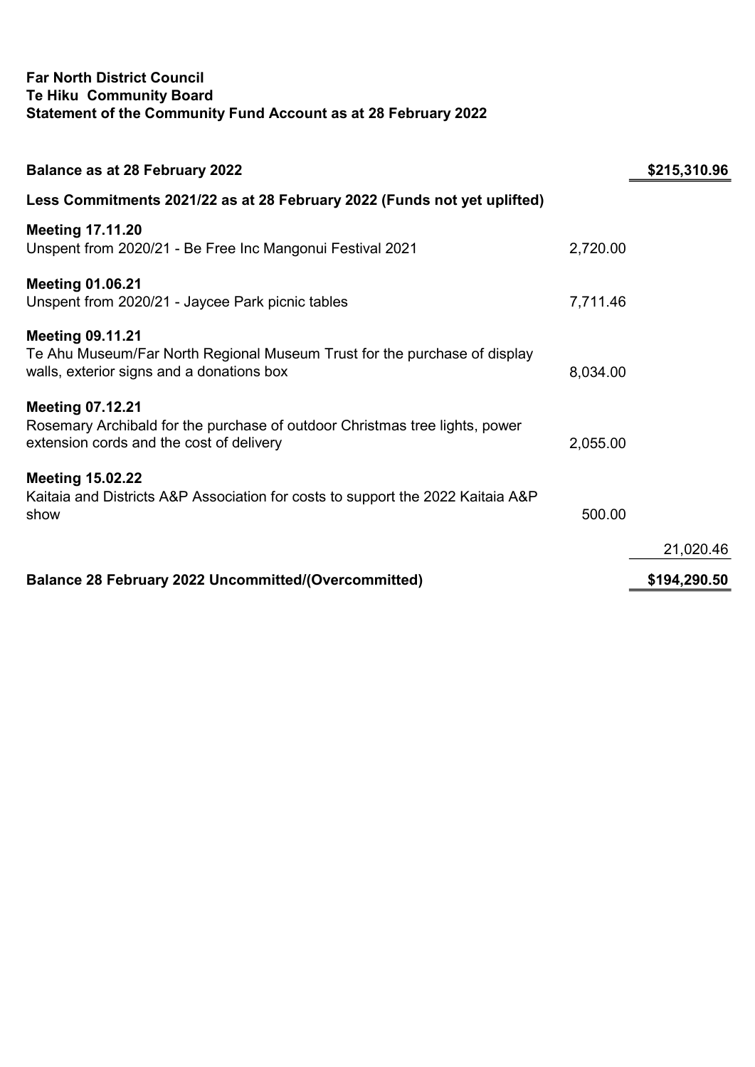**Far North District Council**
**Te Hiku Community Board**
**Statement of the Community Fund Account as at 28 February 2022**

| | | |
|---|---|---|
| **Balance as at 28 February 2022** | | **$215,310.96** |
| **Less Commitments 2021/22 as at 28 February 2022 (Funds not yet uplifted)** | | |
| **Meeting 17.11.20** | | |
| Unspent from 2020/21 - Be Free Inc Mangonui Festival 2021 | 2,720.00 | |
| **Meeting 01.06.21** | | |
| Unspent from 2020/21 - Jaycee Park picnic tables | 7,711.46 | |
| **Meeting 09.11.21** | | |
| Te Ahu Museum/Far North Regional Museum Trust for the purchase of display walls, exterior signs and a donations box | 8,034.00 | |
| **Meeting 07.12.21** | | |
| Rosemary Archibald for the purchase of outdoor Christmas tree lights, power extension cords and the cost of delivery | 2,055.00 | |
| **Meeting 15.02.22** | | |
| Kaitaia and Districts A&P Association for costs to support the 2022 Kaitaia A&P show | 500.00 | |
| | | 21,020.46 |
| **Balance 28 February 2022 Uncommitted/(Overcommitted)** | | **$194,290.50** |